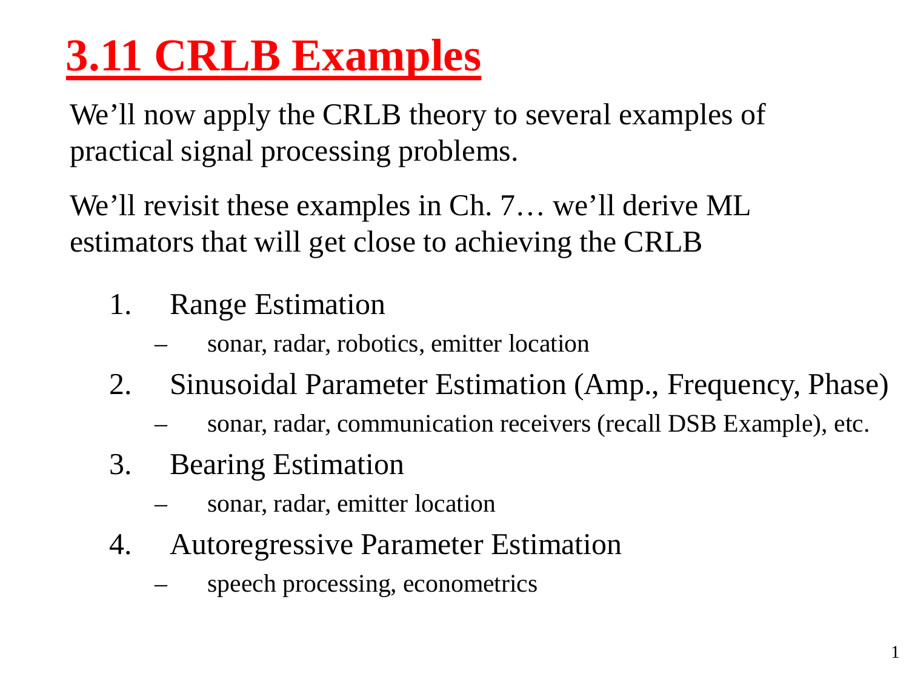# 3.11 CRLB Examples

We'll now apply the CRLB theory to several examples of practical signal processing problems.

We'll revisit these examples in Ch. 7… we'll derive ML estimators that will get close to achieving the CRLB

1. Range Estimation
   - sonar, radar, robotics, emitter location
2. Sinusoidal Parameter Estimation (Amp., Frequency, Phase)
   - sonar, radar, communication receivers (recall DSB Example), etc.
3. Bearing Estimation
   - sonar, radar, emitter location
4. Autoregressive Parameter Estimation
   - speech processing, econometrics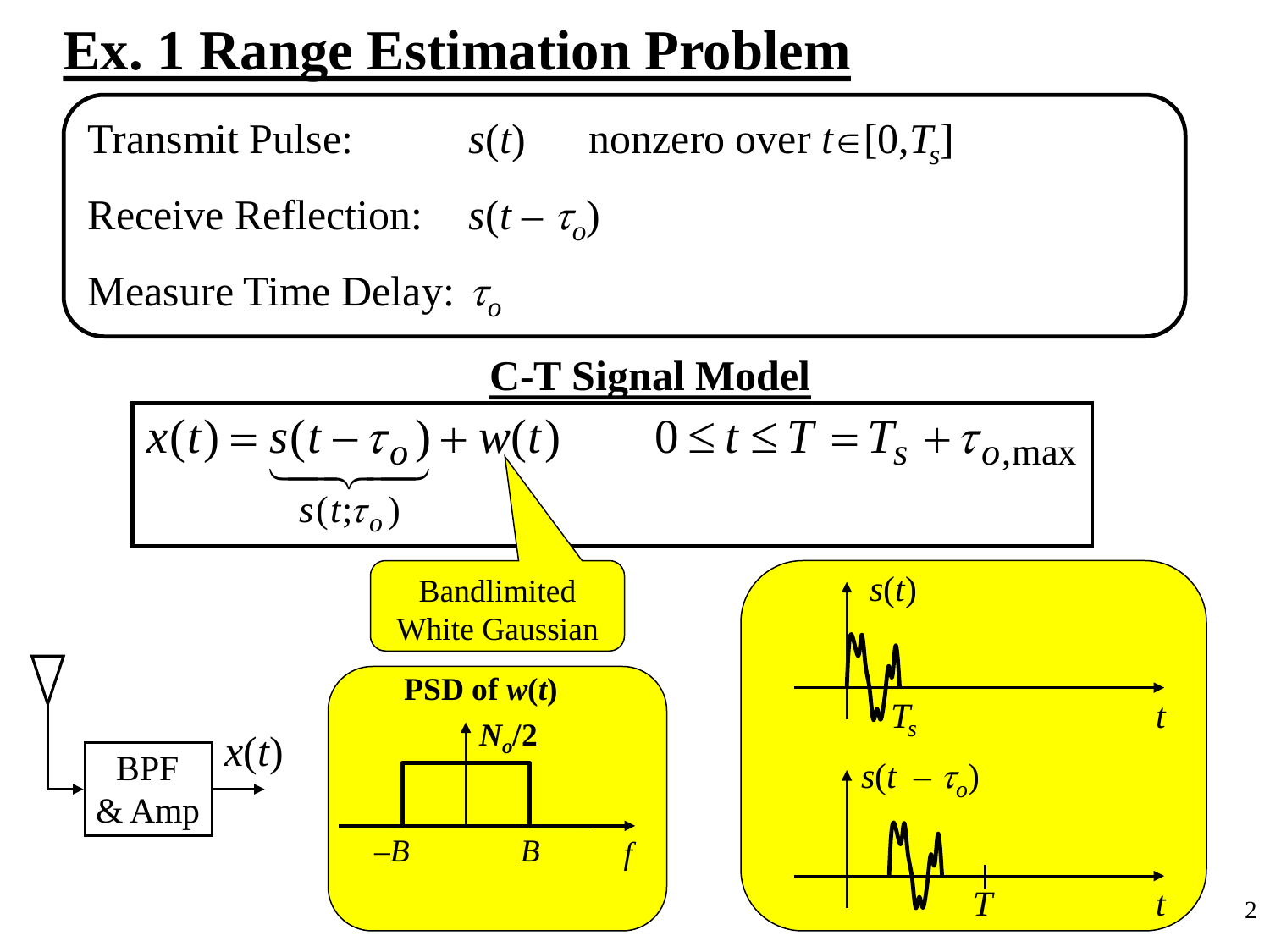# Ex. 1 Range Estimation Problem

Transmit Pulse: $s(t)$ nonzero over $t \in [0, T_s]$

Receive Reflection: $s(t - \tau_o)$

Measure Time Delay: $\tau_o$

## C-T Signal Model

$$x(t) = \underbrace{s(t - \tau_o)}_{s(t;\tau_o)} + w(t) \qquad 0 \le t \le T = T_s + \tau_{o,\max}$$

Bandlimited White Gaussian

**PSD of $w(t)$**

$N_o/2$

$-B$ $B$ $f$

BPF & Amp $x(t)$

$s(t)$ $T_s$ $t$

$s(t - \tau_o)$ $T$ $t$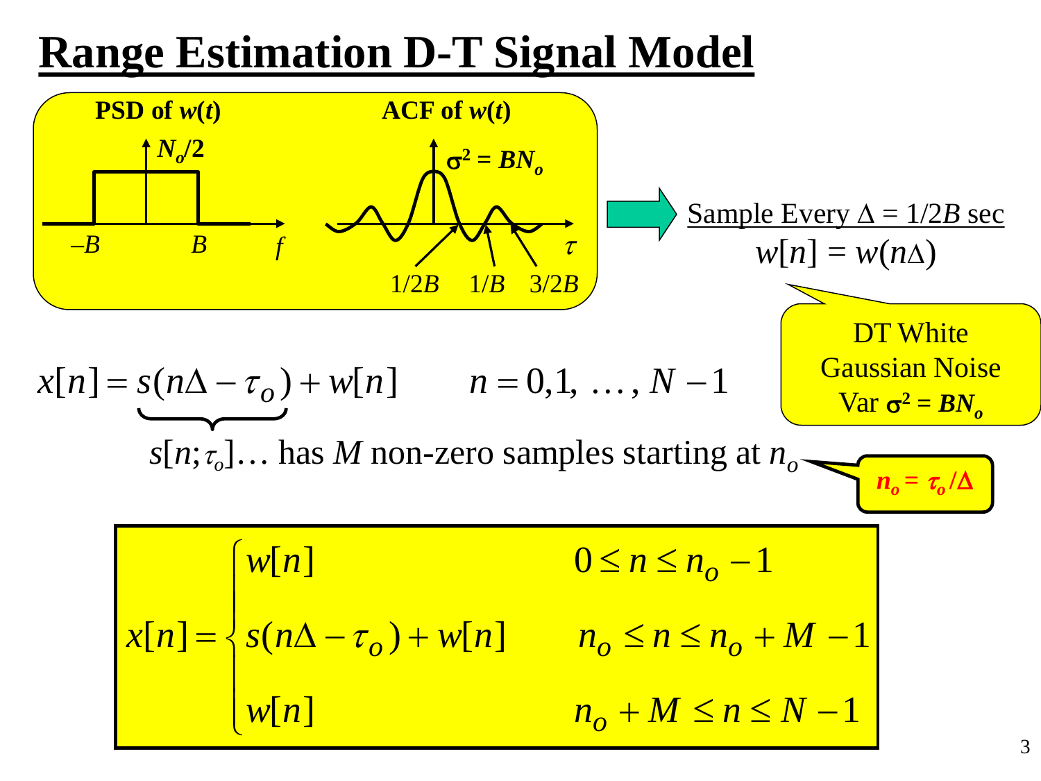# Range Estimation D-T Signal Model

**PSD of $w(t)$**

$N_o/2$

$-B$ $B$ $f$

**ACF of $w(t)$**

$\sigma^2 = BN_o$

$1/2B$ $1/B$ $3/2B$ $\tau$

Sample Every $\Delta = 1/2B$ sec

$w[n] = w(n\Delta)$

DT White Gaussian Noise Var $\sigma^2 = BN_o$

$$x[n] = \underbrace{s(n\Delta - \tau_o)}_{} + w[n] \qquad n = 0, 1, \ldots, N-1$$

$s[n;\tau_o]\ldots$ has $M$ non-zero samples starting at $n_o$

$n_o = \tau_o/\Delta$

$$x[n] = \begin{cases} w[n] & 0 \le n \le n_o - 1 \\ s(n\Delta - \tau_o) + w[n] & n_o \le n \le n_o + M - 1 \\ w[n] & n_o + M \le n \le N - 1 \end{cases}$$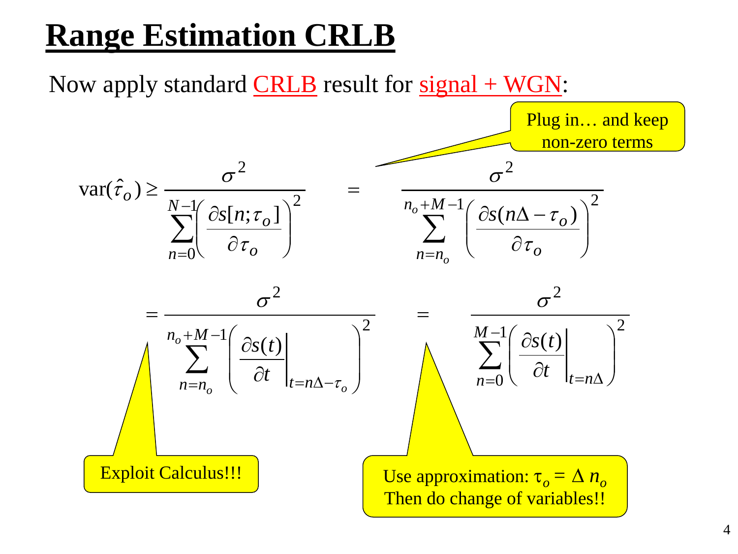# Range Estimation CRLB

Now apply standard CRLB result for signal + WGN:

Plug in… and keep non-zero terms

$$
\text{var}(\hat{\tau}_o) \geq \frac{\sigma^2}{\displaystyle\sum_{n=0}^{N-1}\left(\frac{\partial s[n;\tau_o]}{\partial \tau_o}\right)^2} = \frac{\sigma^2}{\displaystyle\sum_{n=n_o}^{n_o+M-1}\left(\frac{\partial s(n\Delta - \tau_o)}{\partial \tau_o}\right)^2}
$$

$$
= \frac{\sigma^2}{\displaystyle\sum_{n=n_o}^{n_o+M-1}\left(\left.\frac{\partial s(t)}{\partial t}\right|_{t=n\Delta-\tau_o}\right)^2} = \frac{\sigma^2}{\displaystyle\sum_{n=0}^{M-1}\left(\left.\frac{\partial s(t)}{\partial t}\right|_{t=n\Delta}\right)^2}
$$

Exploit Calculus!!!

Use approximation: $\tau_o = \Delta\, n_o$
Then do change of variables!!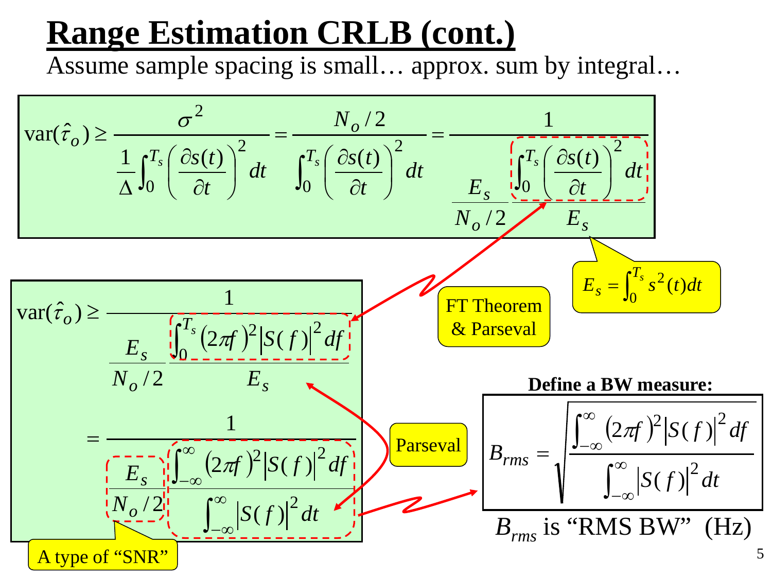# Range Estimation CRLB (cont.)

Assume sample spacing is small… approx. sum by integral…

$$\text{var}(\hat{\tau}_o) \geq \frac{\sigma^2}{\frac{1}{\Delta}\int_0^{T_s}\left(\frac{\partial s(t)}{\partial t}\right)^2 dt} = \frac{N_o/2}{\int_0^{T_s}\left(\frac{\partial s(t)}{\partial t}\right)^2 dt} = \frac{1}{\frac{E_s}{N_o/2}\frac{\int_0^{T_s}\left(\frac{\partial s(t)}{\partial t}\right)^2 dt}{E_s}}$$

$$E_s = \int_0^{T_s} s^2(t)dt$$

FT Theorem & Parseval

$$\text{var}(\hat{\tau}_o) \geq \frac{1}{\frac{E_s}{N_o/2}\frac{\int_0^{T_s}(2\pi f)^2 |S(f)|^2 df}{E_s}}$$

Parseval

$$= \frac{1}{\frac{E_s}{N_o/2}\frac{\int_{-\infty}^{\infty}(2\pi f)^2 |S(f)|^2 df}{\int_{-\infty}^{\infty}|S(f)|^2 dt}}$$

A type of "SNR"

**Define a BW measure:**

$$B_{rms} = \sqrt{\frac{\int_{-\infty}^{\infty}(2\pi f)^2 |S(f)|^2 df}{\int_{-\infty}^{\infty}|S(f)|^2 dt}}$$

$B_{rms}$ is "RMS BW" (Hz)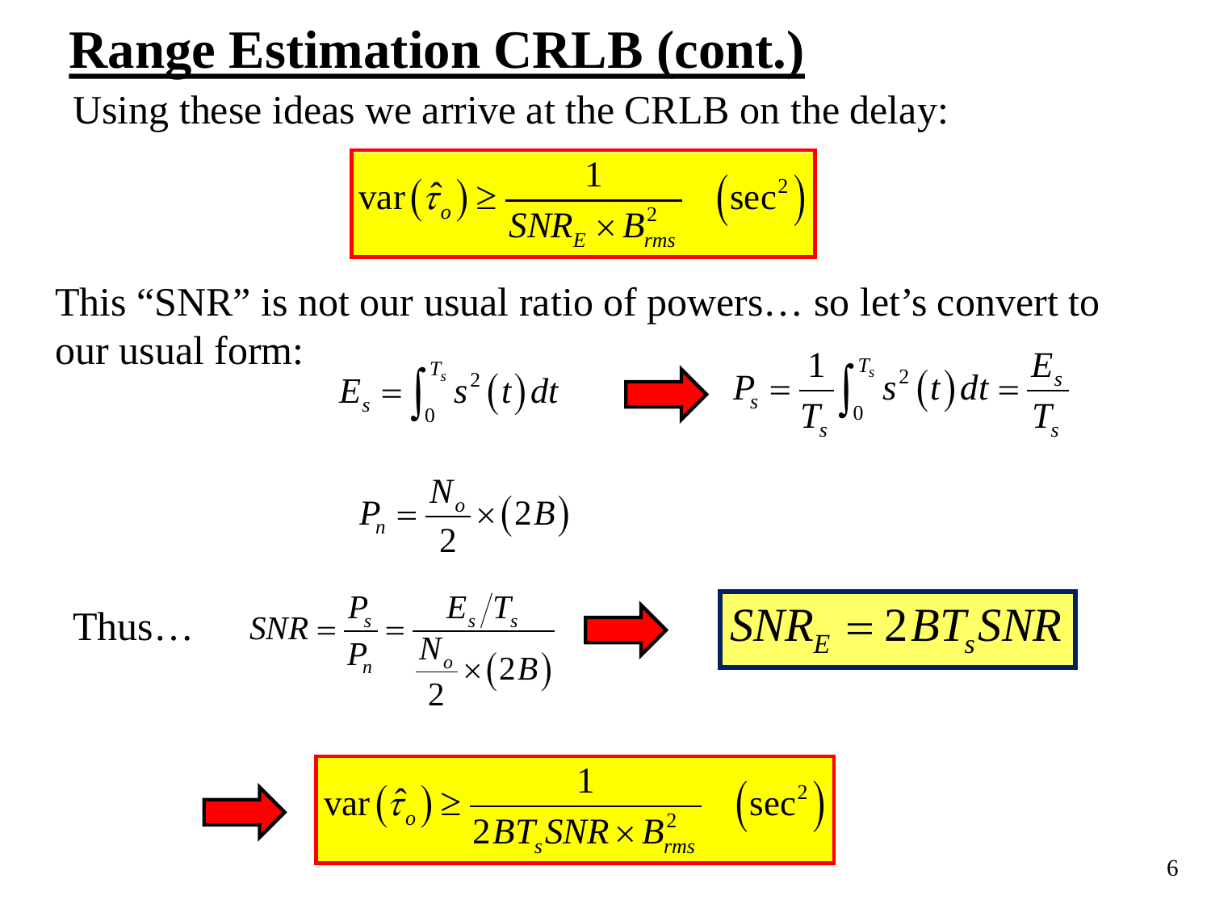# Range Estimation CRLB (cont.)

Using these ideas we arrive at the CRLB on the delay:

$$\operatorname{var}(\hat{\tau}_o) \geq \frac{1}{SNR_E \times B_{rms}^2} \quad (\sec^2)$$

This "SNR" is not our usual ratio of powers… so let's convert to our usual form:

$$E_s = \int_0^{T_s} s^2(t)\,dt \quad \Rightarrow \quad P_s = \frac{1}{T_s}\int_0^{T_s} s^2(t)\,dt = \frac{E_s}{T_s}$$

$$P_n = \frac{N_o}{2} \times (2B)$$

Thus…

$$SNR = \frac{P_s}{P_n} = \frac{E_s / T_s}{\frac{N_o}{2} \times (2B)} \quad \Rightarrow \quad SNR_E = 2BT_s SNR$$

$$\Rightarrow \quad \operatorname{var}(\hat{\tau}_o) \geq \frac{1}{2BT_s SNR \times B_{rms}^2} \quad (\sec^2)$$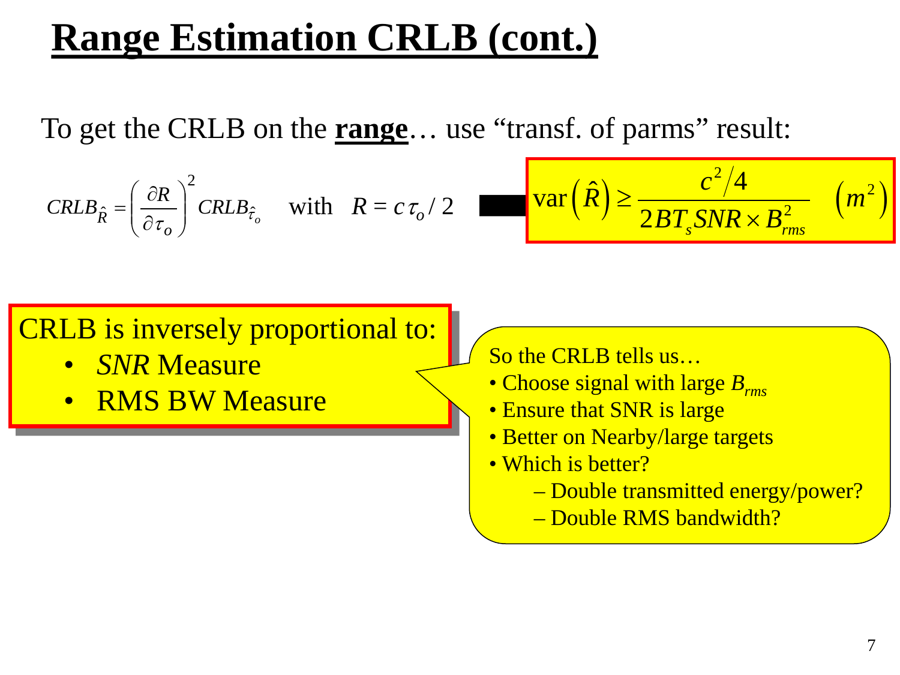# Range Estimation CRLB (cont.)

To get the CRLB on the **range**… use "transf. of parms" result:

$$CRLB_{\hat{R}} = \left( \frac{\partial R}{\partial \tau_o} \right)^2 CRLB_{\hat{\tau}_o} \quad \text{with} \quad R = c\tau_o / 2$$

$$\text{var}\left(\hat{R}\right) \geq \frac{c^2/4}{2BT_s SNR \times B_{rms}^2} \quad \left(m^2\right)$$

CRLB is inversely proportional to:

- *SNR* Measure
- RMS BW Measure

So the CRLB tells us…

- Choose signal with large $B_{rms}$
- Ensure that SNR is large
- Better on Nearby/large targets
- Which is better?
  - Double transmitted energy/power?
  - Double RMS bandwidth?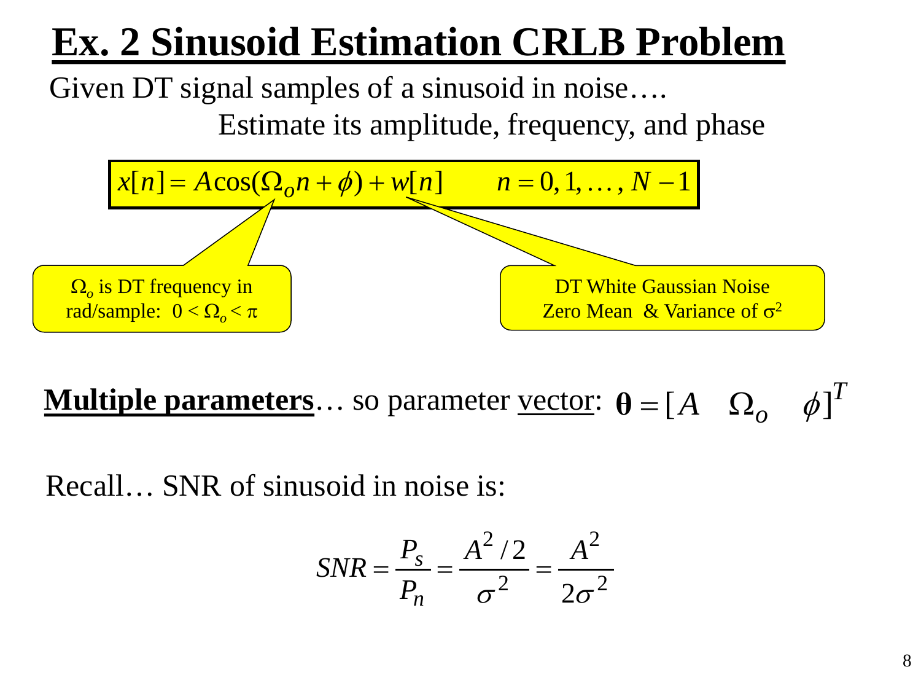# Ex. 2 Sinusoid Estimation CRLB Problem

Given DT signal samples of a sinusoid in noise….

Estimate its amplitude, frequency, and phase

$$x[n] = A\cos(\Omega_o n + \phi) + w[n] \qquad n = 0, 1, \ldots, N-1$$

$\Omega_o$ is DT frequency in rad/sample: $0 < \Omega_o < \pi$

DT White Gaussian Noise
Zero Mean & Variance of $\sigma^2$

**Multiple parameters**… so parameter vector: $\boldsymbol{\theta} = [A \quad \Omega_o \quad \phi]^T$

Recall… SNR of sinusoid in noise is:

$$SNR = \frac{P_s}{P_n} = \frac{A^2/2}{\sigma^2} = \frac{A^2}{2\sigma^2}$$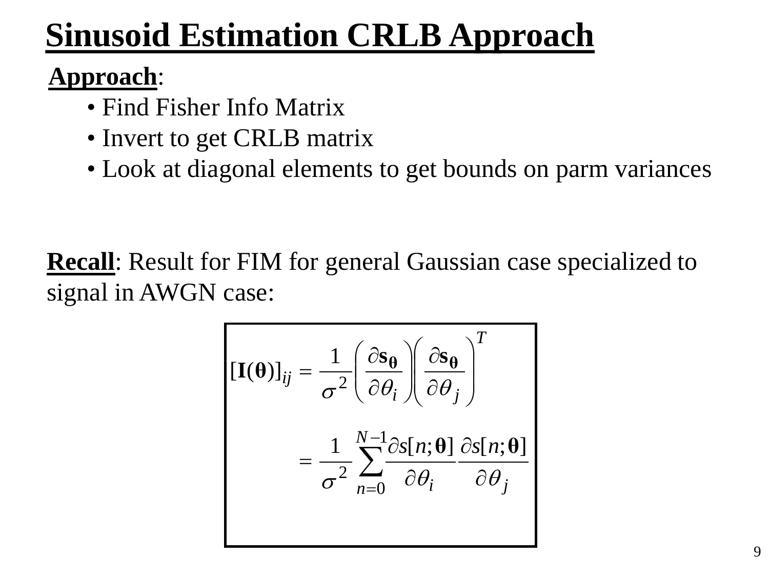# Sinusoid Estimation CRLB Approach

**Approach**:

- Find Fisher Info Matrix
- Invert to get CRLB matrix
- Look at diagonal elements to get bounds on parm variances

**Recall**: Result for FIM for general Gaussian case specialized to signal in AWGN case:

$$
\begin{aligned}
[\mathbf{I}(\boldsymbol{\theta})]_{ij} &= \frac{1}{\sigma^2}\left(\frac{\partial \mathbf{s}_{\boldsymbol{\theta}}}{\partial \theta_i}\right)\left(\frac{\partial \mathbf{s}_{\boldsymbol{\theta}}}{\partial \theta_j}\right)^T \\
&= \frac{1}{\sigma^2}\sum_{n=0}^{N-1}\frac{\partial s[n;\boldsymbol{\theta}]}{\partial \theta_i}\frac{\partial s[n;\boldsymbol{\theta}]}{\partial \theta_j}
\end{aligned}
$$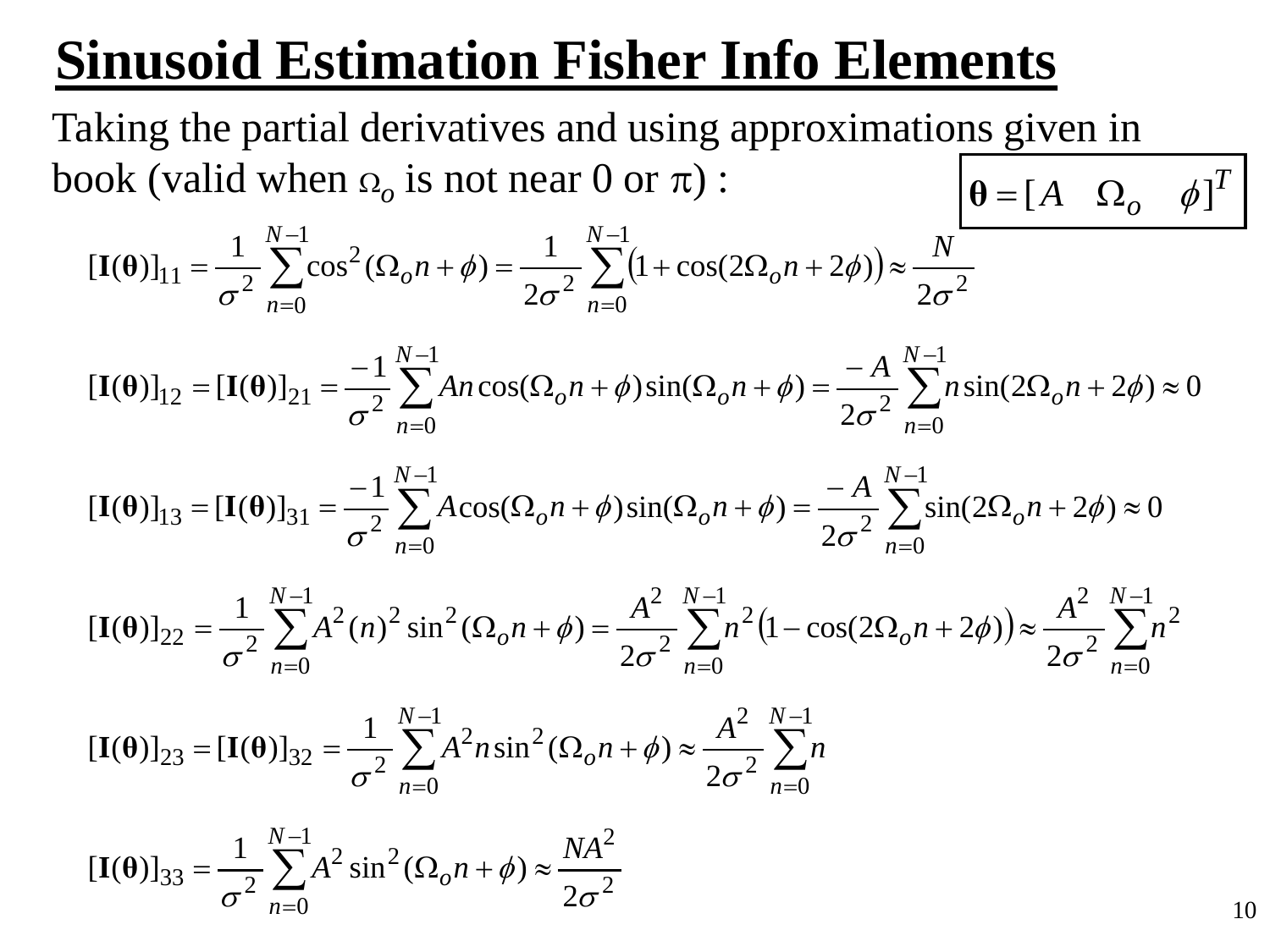# Sinusoid Estimation Fisher Info Elements

Taking the partial derivatives and using approximations given in book (valid when $\Omega_o$ is not near 0 or $\pi$) :

$$\boldsymbol{\theta} = [A \quad \Omega_o \quad \phi]^T$$

$$[\mathbf{I}(\boldsymbol{\theta})]_{11} = \frac{1}{\sigma^2}\sum_{n=0}^{N-1}\cos^2(\Omega_o n + \phi) = \frac{1}{2\sigma^2}\sum_{n=0}^{N-1}\Big(1 + \cos(2\Omega_o n + 2\phi)\Big) \approx \frac{N}{2\sigma^2}$$

$$[\mathbf{I}(\boldsymbol{\theta})]_{12} = [\mathbf{I}(\boldsymbol{\theta})]_{21} = \frac{-1}{\sigma^2}\sum_{n=0}^{N-1} An\cos(\Omega_o n + \phi)\sin(\Omega_o n + \phi) = \frac{-A}{2\sigma^2}\sum_{n=0}^{N-1} n\sin(2\Omega_o n + 2\phi) \approx 0$$

$$[\mathbf{I}(\boldsymbol{\theta})]_{13} = [\mathbf{I}(\boldsymbol{\theta})]_{31} = \frac{-1}{\sigma^2}\sum_{n=0}^{N-1} A\cos(\Omega_o n + \phi)\sin(\Omega_o n + \phi) = \frac{-A}{2\sigma^2}\sum_{n=0}^{N-1}\sin(2\Omega_o n + 2\phi) \approx 0$$

$$[\mathbf{I}(\boldsymbol{\theta})]_{22} = \frac{1}{\sigma^2}\sum_{n=0}^{N-1} A^2 (n)^2 \sin^2(\Omega_o n + \phi) = \frac{A^2}{2\sigma^2}\sum_{n=0}^{N-1} n^2\Big(1 - \cos(2\Omega_o n + 2\phi)\Big) \approx \frac{A^2}{2\sigma^2}\sum_{n=0}^{N-1} n^2$$

$$[\mathbf{I}(\boldsymbol{\theta})]_{23} = [\mathbf{I}(\boldsymbol{\theta})]_{32} = \frac{1}{\sigma^2}\sum_{n=0}^{N-1} A^2 n \sin^2(\Omega_o n + \phi) \approx \frac{A^2}{2\sigma^2}\sum_{n=0}^{N-1} n$$

$$[\mathbf{I}(\boldsymbol{\theta})]_{33} = \frac{1}{\sigma^2}\sum_{n=0}^{N-1} A^2 \sin^2(\Omega_o n + \phi) \approx \frac{NA^2}{2\sigma^2}$$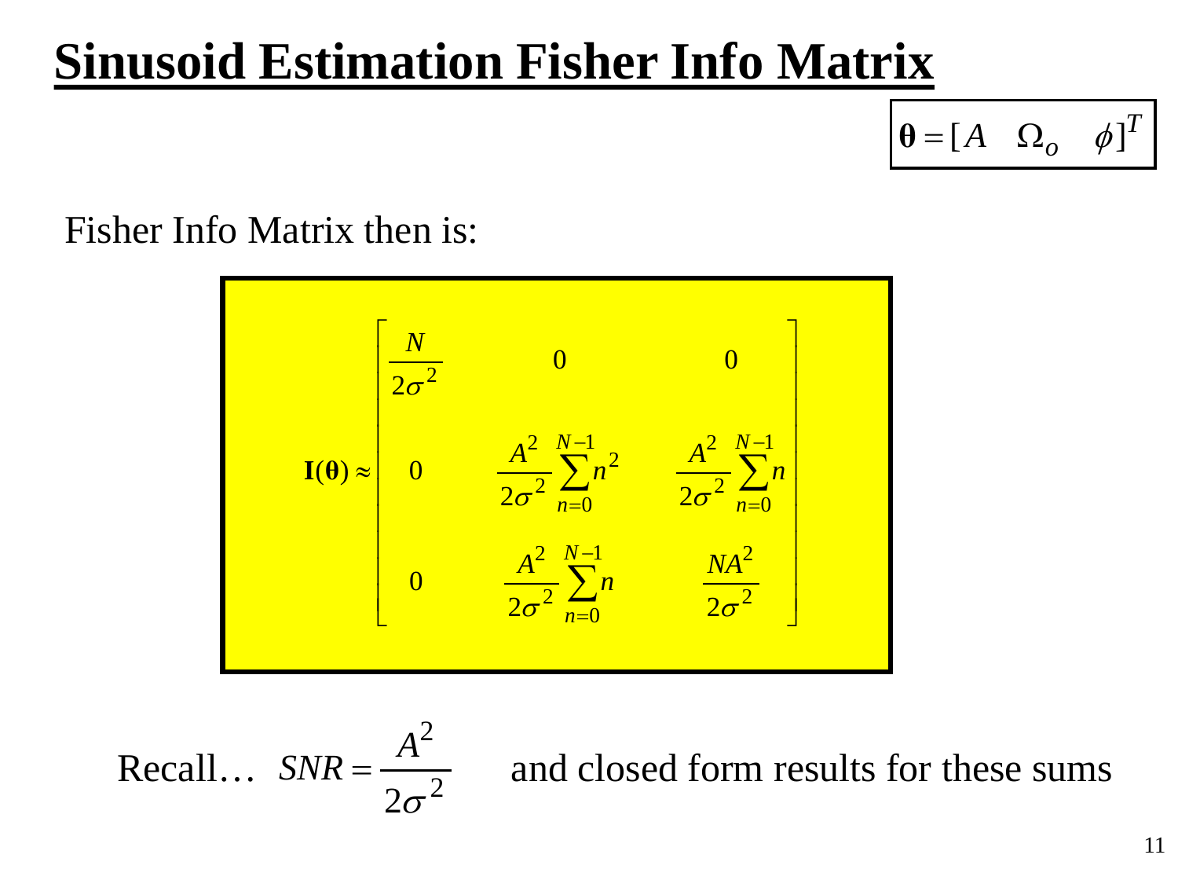# Sinusoid Estimation Fisher Info Matrix

$$\boldsymbol{\theta} = [A \quad \Omega_o \quad \phi]^T$$

Fisher Info Matrix then is:

$$\mathbf{I}(\boldsymbol{\theta}) \approx \begin{bmatrix} \dfrac{N}{2\sigma^2} & 0 & 0 \\ 0 & \dfrac{A^2}{2\sigma^2}\displaystyle\sum_{n=0}^{N-1} n^2 & \dfrac{A^2}{2\sigma^2}\displaystyle\sum_{n=0}^{N-1} n \\ 0 & \dfrac{A^2}{2\sigma^2}\displaystyle\sum_{n=0}^{N-1} n & \dfrac{NA^2}{2\sigma^2} \end{bmatrix}$$

Recall… $SNR = \dfrac{A^2}{2\sigma^2}$ and closed form results for these sums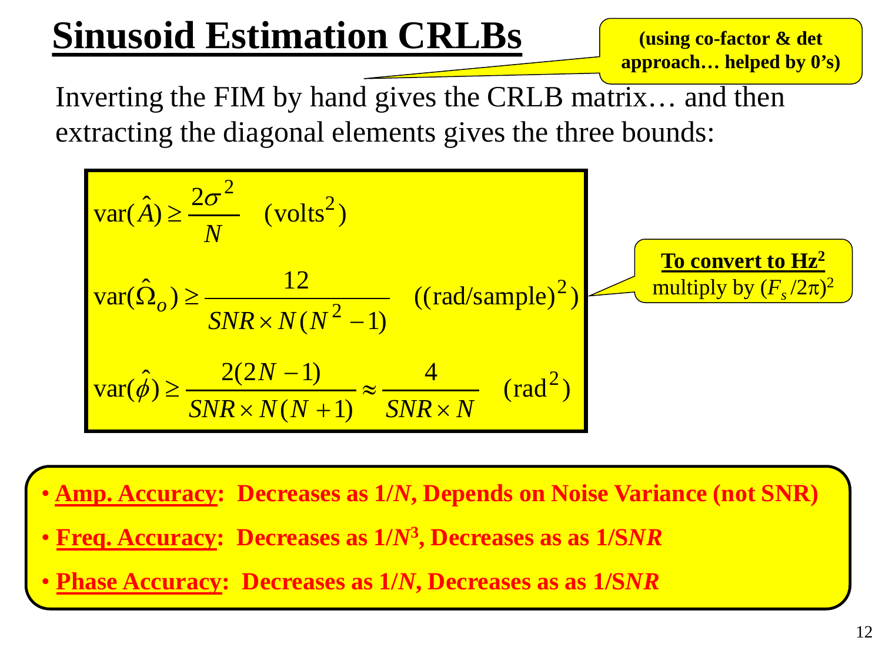# Sinusoid Estimation CRLBs

(using co-factor & det approach… helped by 0's)

Inverting the FIM by hand gives the CRLB matrix… and then extracting the diagonal elements gives the three bounds:

$$\text{var}(\hat{A}) \geq \frac{2\sigma^2}{N} \quad (\text{volts}^2)$$

$$\text{var}(\hat{\Omega}_o) \geq \frac{12}{SNR \times N(N^2 - 1)} \quad ((\text{rad/sample})^2)$$

$$\text{var}(\hat{\phi}) \geq \frac{2(2N-1)}{SNR \times N(N+1)} \approx \frac{4}{SNR \times N} \quad (\text{rad}^2)$$

**To convert to Hz²** multiply by $(F_s/2\pi)^2$

- **Amp. Accuracy: Decreases as 1/*N*, Depends on Noise Variance (not SNR)**
- **Freq. Accuracy: Decreases as $1/N^3$, Decreases as as 1/S*NR***
- **Phase Accuracy: Decreases as 1/*N*, Decreases as as 1/S*NR***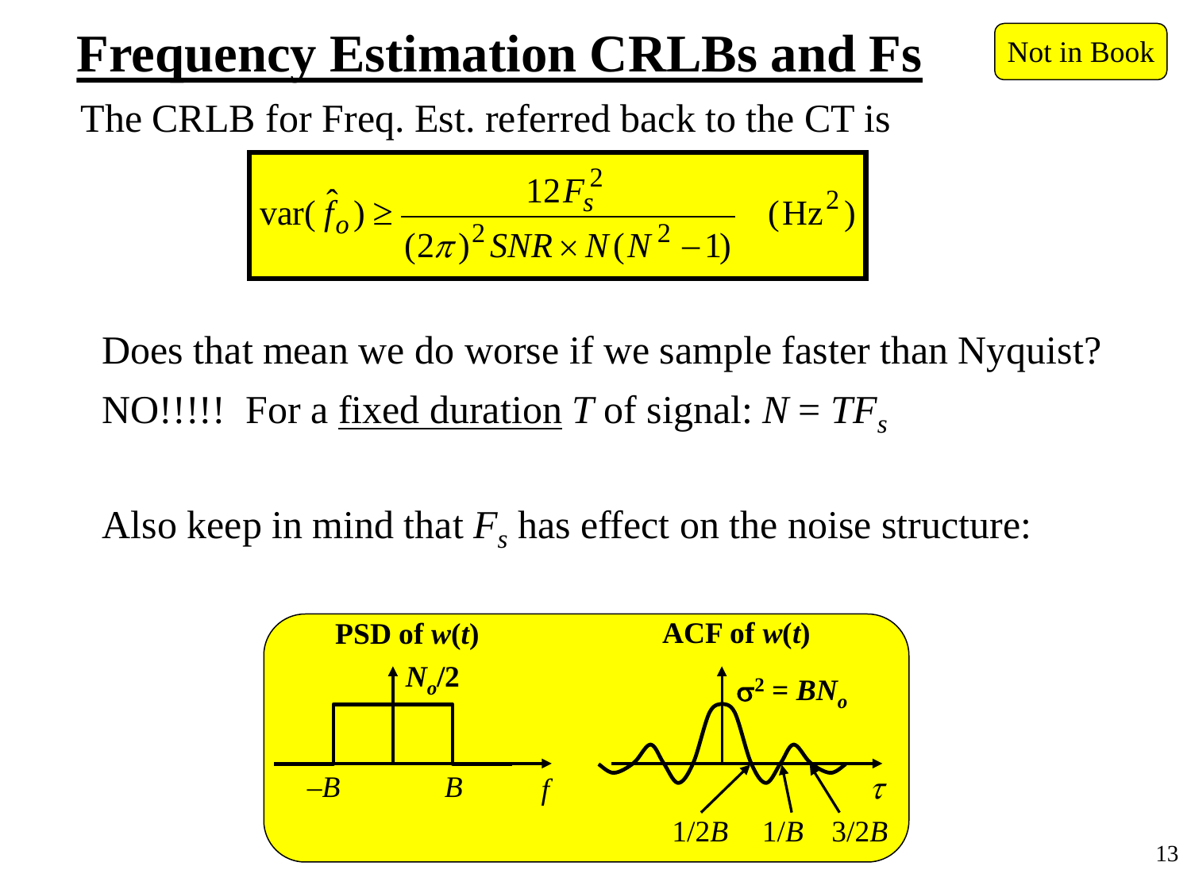# Frequency Estimation CRLBs and Fs

Not in Book

The CRLB for Freq. Est. referred back to the CT is

$$\text{var}(\hat{f}_o) \geq \frac{12F_s^2}{(2\pi)^2 SNR \times N(N^2 - 1)} \quad (\text{Hz}^2)$$

Does that mean we do worse if we sample faster than Nyquist?

NO!!!!! For a <u>fixed duration</u> $T$ of signal: $N = TF_s$

Also keep in mind that $F_s$ has effect on the noise structure:

**PSD of $w(t)$**: $N_o/2$ over $-B$ to $B$, plotted vs. $f$

**ACF of $w(t)$**: $\sigma^2 = BN_o$, zero crossings at $1/2B$, $1/B$, $3/2B$, plotted vs. $\tau$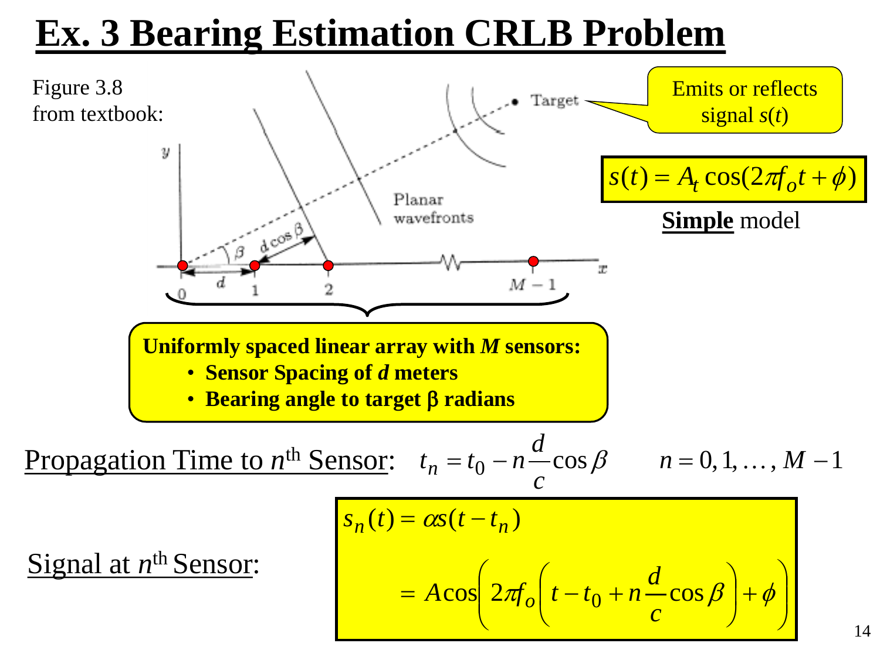# Ex. 3 Bearing Estimation CRLB Problem

Figure 3.8 from textbook:

Emits or reflects signal $s(t)$

$$s(t) = A_t \cos(2\pi f_o t + \phi)$$

**Simple** model

**Uniformly spaced linear array with *M* sensors:**

- **Sensor Spacing of *d* meters**
- **Bearing angle to target β radians**

Propagation Time to $n^{\text{th}}$ Sensor: $t_n = t_0 - n\dfrac{d}{c}\cos\beta \qquad n = 0, 1, \ldots, M-1$

Signal at $n^{\text{th}}$ Sensor:

$$\begin{aligned} s_n(t) &= \alpha s(t - t_n) \\ &= A\cos\left(2\pi f_o\left(t - t_0 + n\frac{d}{c}\cos\beta\right) + \phi\right) \end{aligned}$$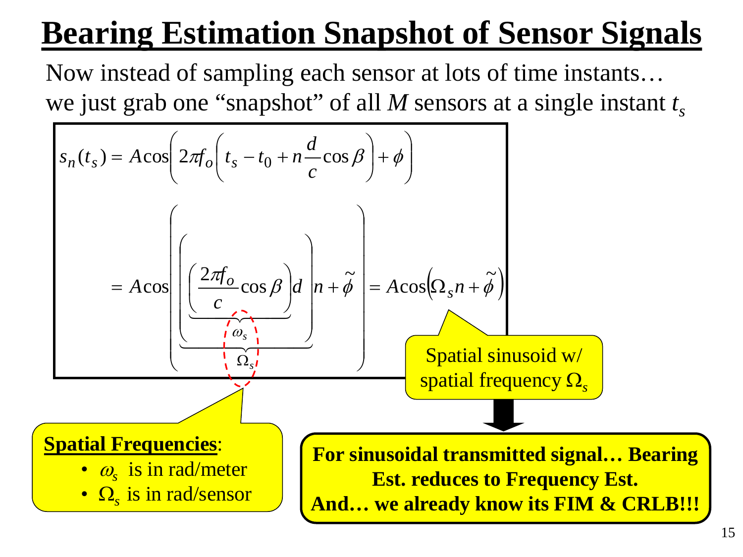# Bearing Estimation Snapshot of Sensor Signals

Now instead of sampling each sensor at lots of time instants… we just grab one "snapshot" of all $M$ sensors at a single instant $t_s$

$$s_n(t_s) = A\cos\left(2\pi f_o\left(t_s - t_0 + n\frac{d}{c}\cos\beta\right) + \phi\right)$$

$$= A\cos\left(\underbrace{\left(\underbrace{\left(\frac{2\pi f_o}{c}\cos\beta\right)}_{\omega_s} d\right)}_{\Omega_s} n + \tilde{\phi}\right) = A\cos\left(\Omega_s n + \tilde{\phi}\right)$$

Spatial sinusoid w/ spatial frequency $\Omega_s$

**Spatial Frequencies**:

- $\omega_s$ is in rad/meter
- $\Omega_s$ is in rad/sensor

**For sinusoidal transmitted signal… Bearing Est. reduces to Frequency Est. And… we already know its FIM & CRLB!!!**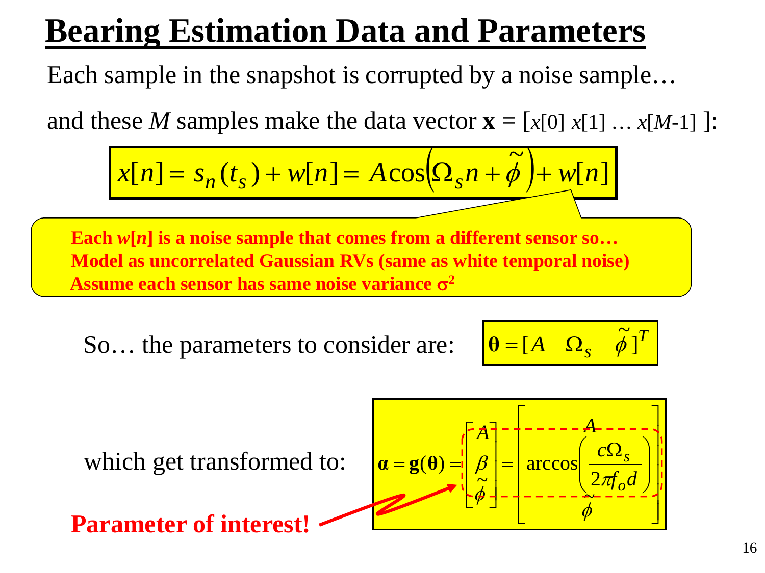# Bearing Estimation Data and Parameters

Each sample in the snapshot is corrupted by a noise sample…

and these $M$ samples make the data vector $\mathbf{x} = [x[0]\ x[1]\ \ldots\ x[M\text{-}1]\ ]$:

$$x[n] = s_n(t_s) + w[n] = A\cos\left(\Omega_s n + \tilde{\phi}\right) + w[n]$$

**Each $w[n]$ is a noise sample that comes from a different sensor so…**
**Model as uncorrelated Gaussian RVs (same as white temporal noise)**
**Assume each sensor has same noise variance $\sigma^2$**

So… the parameters to consider are:

$$\boldsymbol{\theta} = [A \quad \Omega_s \quad \tilde{\phi}]^T$$

which get transformed to:

$$\boldsymbol{\alpha} = \mathbf{g}(\boldsymbol{\theta}) = \begin{bmatrix} A \\ \beta \\ \tilde{\phi} \end{bmatrix} = \begin{bmatrix} A \\ \arccos\left(\dfrac{c\Omega_s}{2\pi f_o d}\right) \\ \tilde{\phi} \end{bmatrix}$$

**Parameter of interest!** ($\beta$)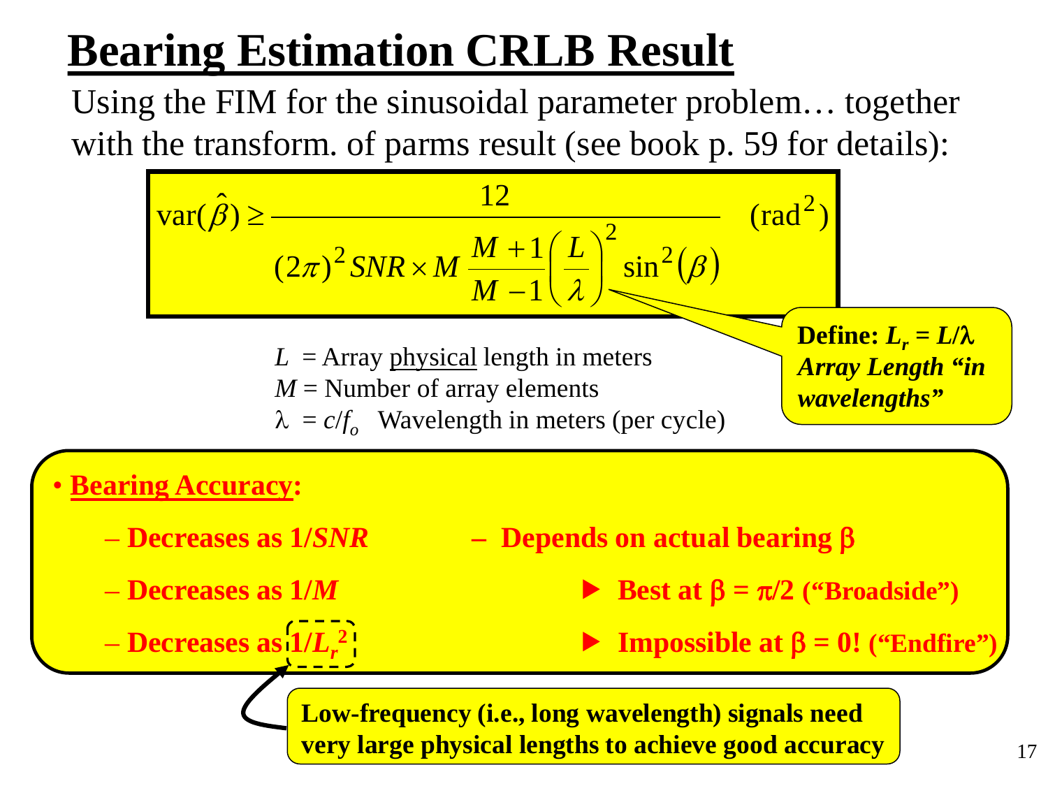# Bearing Estimation CRLB Result

Using the FIM for the sinusoidal parameter problem… together with the transform. of parms result (see book p. 59 for details):

$$\operatorname{var}(\hat{\beta}) \geq \frac{12}{(2\pi)^2 SNR \times M \dfrac{M+1}{M-1}\left(\dfrac{L}{\lambda}\right)^2 \sin^2(\beta)} \quad (\text{rad}^2)$$

**Define: $L_r = L/\lambda$** ***Array Length "in wavelengths"***

$L$ = Array physical length in meters
$M$ = Number of array elements
$\lambda = c/f_o$ Wavelength in meters (per cycle)

- **Bearing Accuracy:**
  - **Decreases as $1/SNR$**
  - **Decreases as $1/M$**
  - **Decreases as $1/L_r^2$**
  - **Depends on actual bearing $\beta$**
    - **Best at $\beta = \pi/2$ ("Broadside")**
    - **Impossible at $\beta = 0$! ("Endfire")**

**Low-frequency (i.e., long wavelength) signals need very large physical lengths to achieve good accuracy**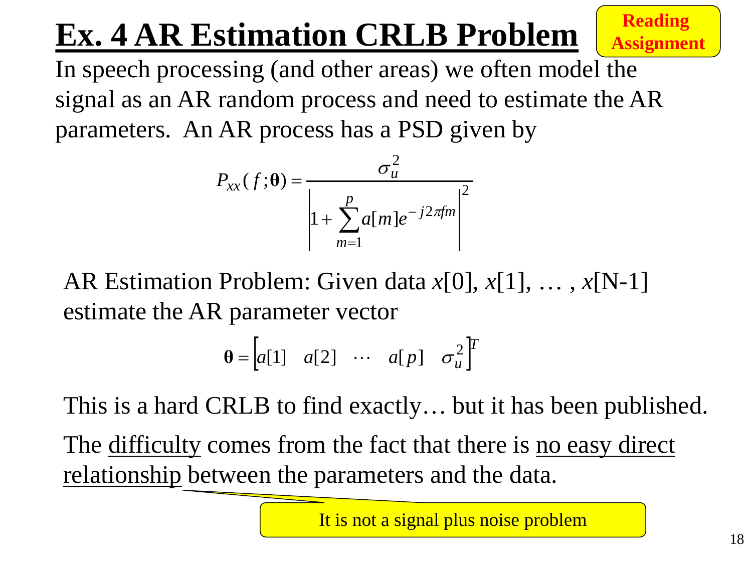# Ex. 4 AR Estimation CRLB Problem

**Reading Assignment**

In speech processing (and other areas) we often model the signal as an AR random process and need to estimate the AR parameters. An AR process has a PSD given by

$$P_{xx}(f;\boldsymbol{\theta}) = \frac{\sigma_u^2}{\left|1 + \sum_{m=1}^{p} a[m] e^{-j2\pi f m}\right|^2}$$

AR Estimation Problem: Given data $x[0]$, $x[1]$, … , $x[N-1]$ estimate the AR parameter vector

$$\boldsymbol{\theta} = \begin{bmatrix} a[1] & a[2] & \cdots & a[p] & \sigma_u^2 \end{bmatrix}^T$$

This is a hard CRLB to find exactly… but it has been published.

The <u>difficulty</u> comes from the fact that there is <u>no easy direct relationship</u> between the parameters and the data.

It is not a signal plus noise problem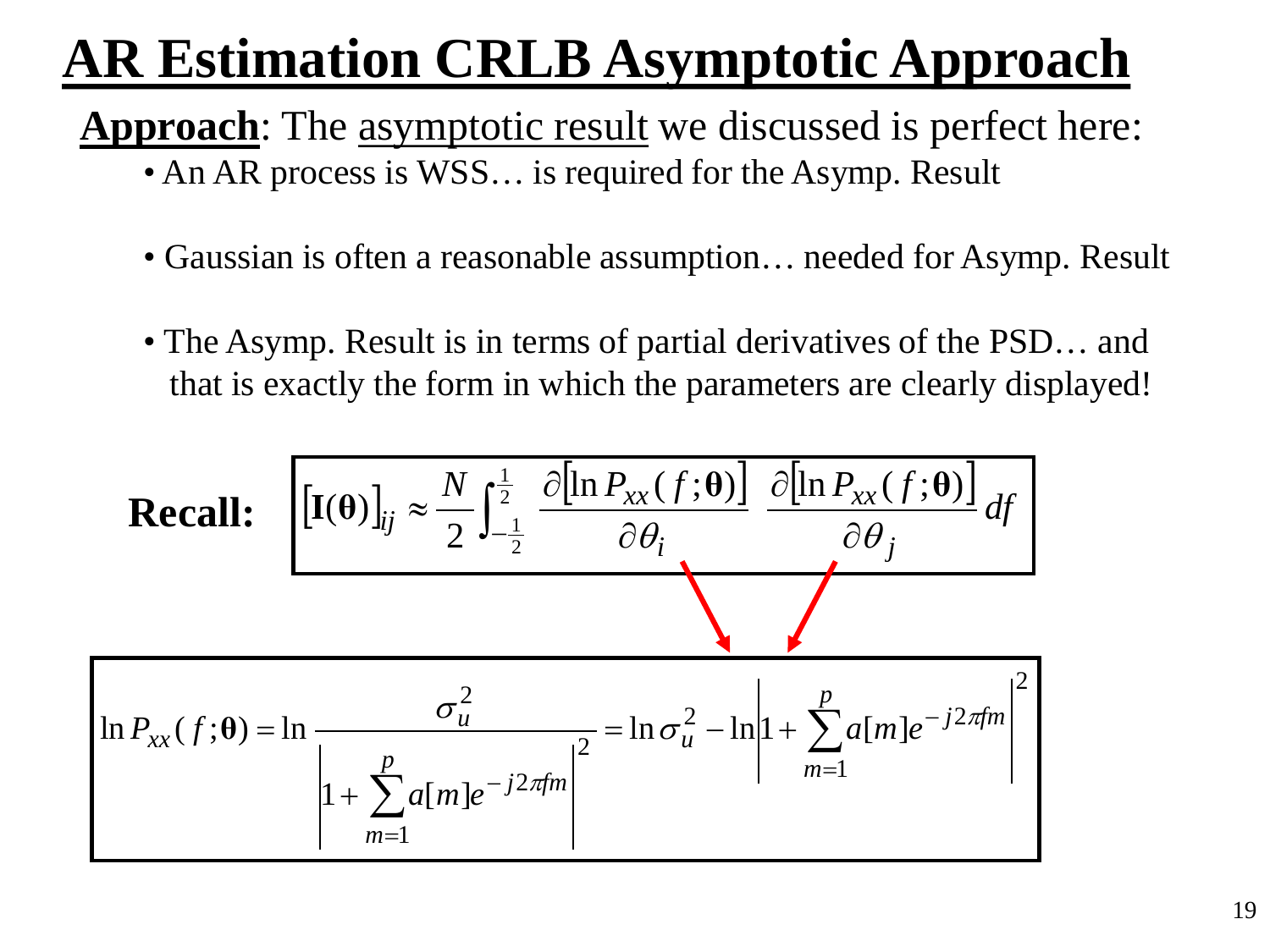# AR Estimation CRLB Asymptotic Approach

**Approach**: The asymptotic result we discussed is perfect here:

- An AR process is WSS… is required for the Asymp. Result
- Gaussian is often a reasonable assumption… needed for Asymp. Result
- The Asymp. Result is in terms of partial derivatives of the PSD… and that is exactly the form in which the parameters are clearly displayed!

**Recall:**

$$[\mathbf{I}(\boldsymbol{\theta})]_{ij} \approx \frac{N}{2} \int_{-\frac{1}{2}}^{\frac{1}{2}} \frac{\partial [\ln P_{xx}(f;\boldsymbol{\theta})]}{\partial \theta_i} \frac{\partial [\ln P_{xx}(f;\boldsymbol{\theta})]}{\partial \theta_j} df$$

$$\ln P_{xx}(f;\boldsymbol{\theta}) = \ln \frac{\sigma_u^2}{\left| 1 + \sum_{m=1}^{p} a[m] e^{-j2\pi fm} \right|^2} = \ln \sigma_u^2 - \ln \left| 1 + \sum_{m=1}^{p} a[m] e^{-j2\pi fm} \right|^2$$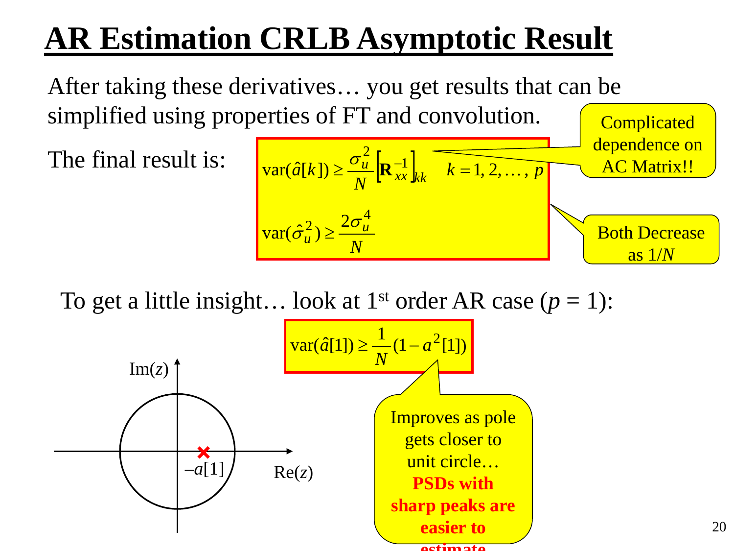# AR Estimation CRLB Asymptotic Result

After taking these derivatives… you get results that can be simplified using properties of FT and convolution.

The final result is:

$$\text{var}(\hat{a}[k]) \geq \frac{\sigma_u^2}{N}\left[\mathbf{R}_{xx}^{-1}\right]_{kk} \quad k = 1, 2, \ldots, p$$

$$\text{var}(\hat{\sigma}_u^2) \geq \frac{2\sigma_u^4}{N}$$

Complicated dependence on AC Matrix!!

Both Decrease as $1/N$

To get a little insight… look at 1st order AR case ($p = 1$):

$$\text{var}(\hat{a}[1]) \geq \frac{1}{N}(1 - a^2[1])$$

Im($z$)

Re($z$)

$-a[1]$

Improves as pole gets closer to unit circle… **PSDs with sharp peaks are easier to estimate**